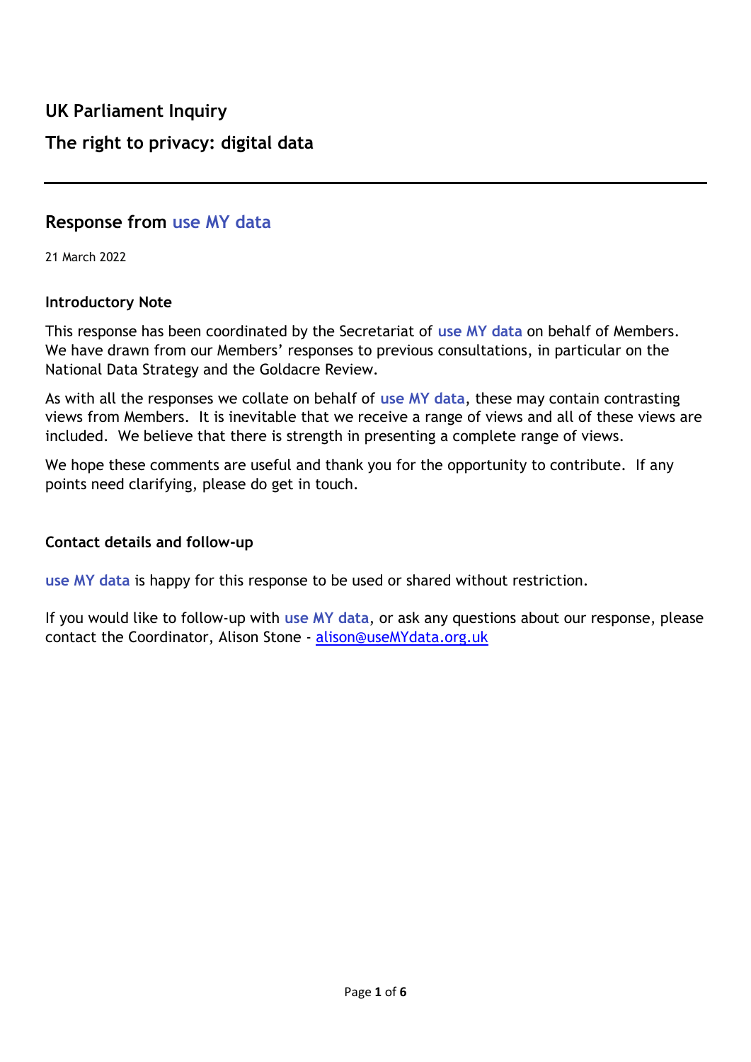# UK Parliament Inquiry

# The right to privacy: digital data

---

## Response from **use MY data**

21 March 2022

### Introductory Note

This response has been coordinated by the Secretariat of **use MY data** on behalf of Members. We have drawn from our Members' responses to previous consultations, in particular on the National Data Strategy and the Goldacre Review.

As with all the responses we collate on behalf of **use MY data**, these may contain contrasting views from Members. It is inevitable that we receive a range of views and all of these views are included. We believe that there is strength in presenting a complete range of views.

We hope these comments are useful and thank you for the opportunity to contribute. If any points need clarifying, please do get in touch.

### Contact details and follow-up

**use MY data** is happy for this response to be used or shared without restriction.

If you would like to follow-up with **use MY data**, or ask any questions about our response, please contact the Coordinator, Alison Stone - alison@useMYdata.org.uk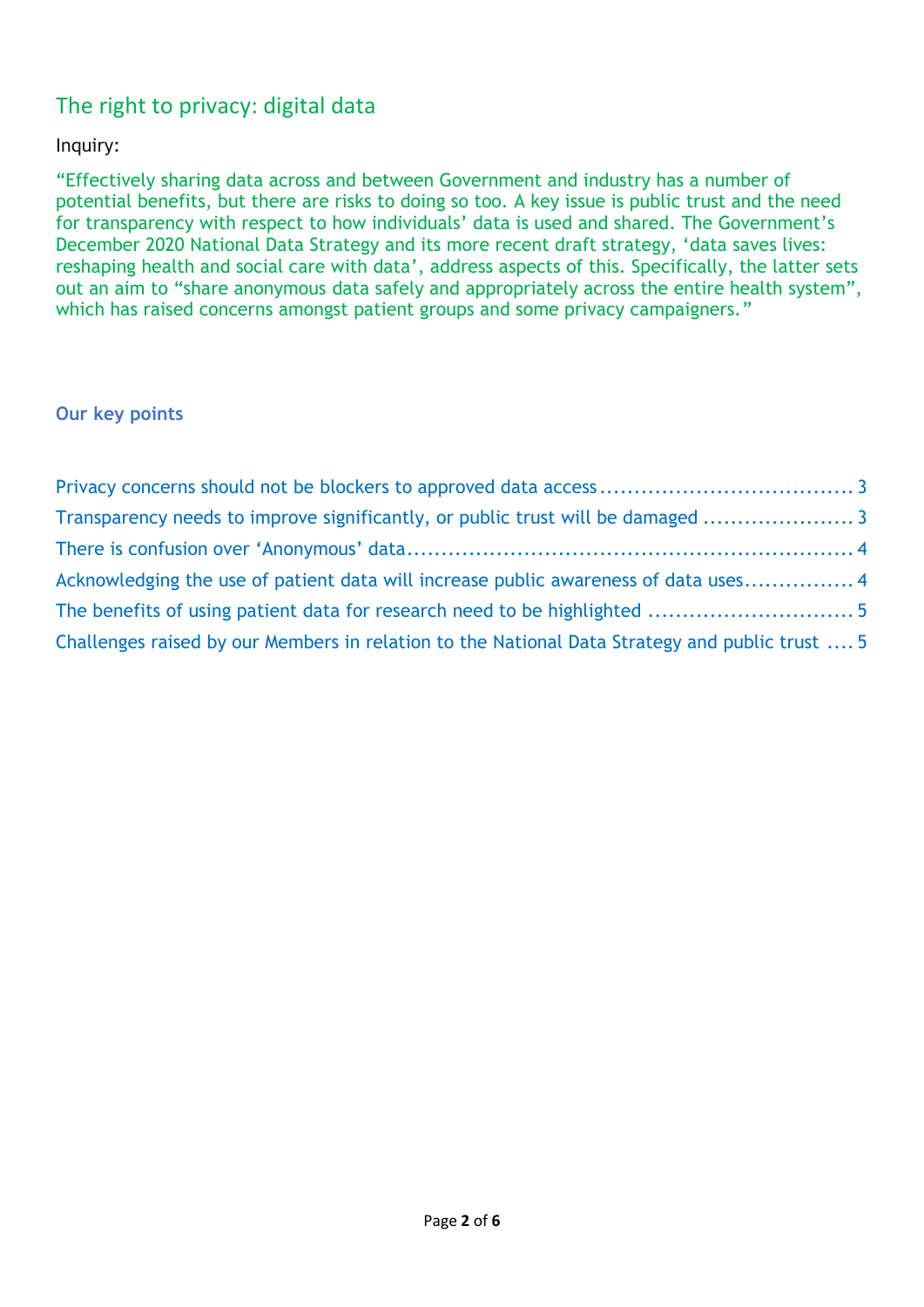## The right to privacy: digital data

Inquiry:

"Effectively sharing data across and between Government and industry has a number of potential benefits, but there are risks to doing so too. A key issue is public trust and the need for transparency with respect to how individuals' data is used and shared. The Government's December 2020 National Data Strategy and its more recent draft strategy, 'data saves lives: reshaping health and social care with data', address aspects of this. Specifically, the latter sets out an aim to "share anonymous data safely and appropriately across the entire health system", which has raised concerns amongst patient groups and some privacy campaigners."

### Our key points

- Privacy concerns should not be blockers to approved data access .......... 3
- Transparency needs to improve significantly, or public trust will be damaged .......... 3
- There is confusion over 'Anonymous' data .......... 4
- Acknowledging the use of patient data will increase public awareness of data uses .......... 4
- The benefits of using patient data for research need to be highlighted .......... 5
- Challenges raised by our Members in relation to the National Data Strategy and public trust .......... 5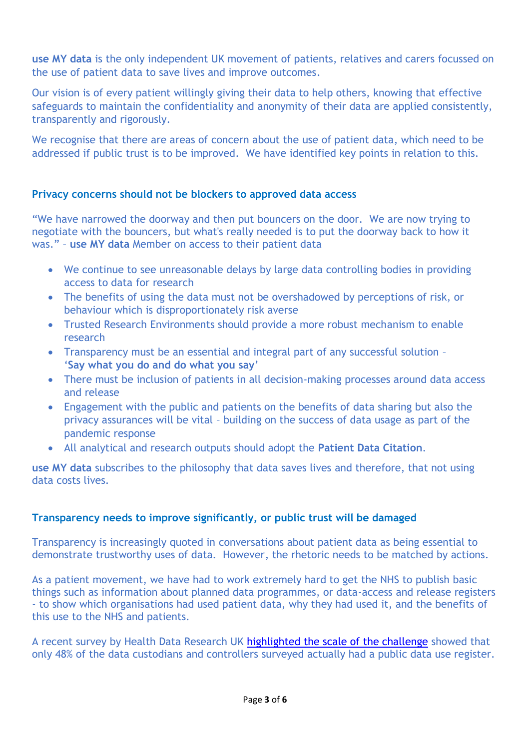**use MY data** is the only independent UK movement of patients, relatives and carers focussed on the use of patient data to save lives and improve outcomes.

Our vision is of every patient willingly giving their data to help others, knowing that effective safeguards to maintain the confidentiality and anonymity of their data are applied consistently, transparently and rigorously.

We recognise that there are areas of concern about the use of patient data, which need to be addressed if public trust is to be improved. We have identified key points in relation to this.

## Privacy concerns should not be blockers to approved data access

"We have narrowed the doorway and then put bouncers on the door. We are now trying to negotiate with the bouncers, but what's really needed is to put the doorway back to how it was." – **use MY data** Member on access to their patient data

- We continue to see unreasonable delays by large data controlling bodies in providing access to data for research
- The benefits of using the data must not be overshadowed by perceptions of risk, or behaviour which is disproportionately risk averse
- Trusted Research Environments should provide a more robust mechanism to enable research
- Transparency must be an essential and integral part of any successful solution – **'Say what you do and do what you say'**
- There must be inclusion of patients in all decision-making processes around data access and release
- Engagement with the public and patients on the benefits of data sharing but also the privacy assurances will be vital – building on the success of data usage as part of the pandemic response
- All analytical and research outputs should adopt the **Patient Data Citation**.

**use MY data** subscribes to the philosophy that data saves lives and therefore, that not using data costs lives.

## Transparency needs to improve significantly, or public trust will be damaged

Transparency is increasingly quoted in conversations about patient data as being essential to demonstrate trustworthy uses of data. However, the rhetoric needs to be matched by actions.

As a patient movement, we have had to work extremely hard to get the NHS to publish basic things such as information about planned data programmes, or data-access and release registers - to show which organisations had used patient data, why they had used it, and the benefits of this use to the NHS and patients.

A recent survey by Health Data Research UK highlighted the scale of the challenge showed that only 48% of the data custodians and controllers surveyed actually had a public data use register.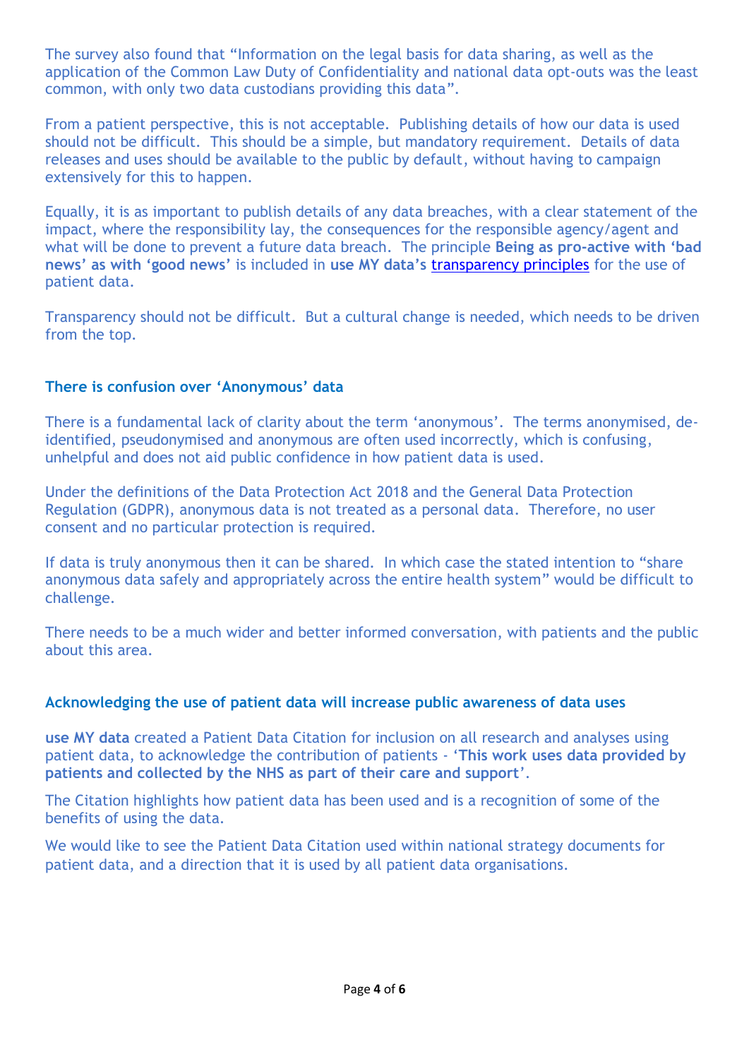The survey also found that "Information on the legal basis for data sharing, as well as the application of the Common Law Duty of Confidentiality and national data opt-outs was the least common, with only two data custodians providing this data".

From a patient perspective, this is not acceptable. Publishing details of how our data is used should not be difficult. This should be a simple, but mandatory requirement. Details of data releases and uses should be available to the public by default, without having to campaign extensively for this to happen.

Equally, it is as important to publish details of any data breaches, with a clear statement of the impact, where the responsibility lay, the consequences for the responsible agency/agent and what will be done to prevent a future data breach. The principle **Being as pro-active with 'bad news' as with 'good news'** is included in **use MY data's** transparency principles for the use of patient data.

Transparency should not be difficult. But a cultural change is needed, which needs to be driven from the top.

## There is confusion over 'Anonymous' data

There is a fundamental lack of clarity about the term 'anonymous'. The terms anonymised, de-identified, pseudonymised and anonymous are often used incorrectly, which is confusing, unhelpful and does not aid public confidence in how patient data is used.

Under the definitions of the Data Protection Act 2018 and the General Data Protection Regulation (GDPR), anonymous data is not treated as a personal data. Therefore, no user consent and no particular protection is required.

If data is truly anonymous then it can be shared. In which case the stated intention to "share anonymous data safely and appropriately across the entire health system" would be difficult to challenge.

There needs to be a much wider and better informed conversation, with patients and the public about this area.

## Acknowledging the use of patient data will increase public awareness of data uses

**use MY data** created a Patient Data Citation for inclusion on all research and analyses using patient data, to acknowledge the contribution of patients - '**This work uses data provided by patients and collected by the NHS as part of their care and support**'.

The Citation highlights how patient data has been used and is a recognition of some of the benefits of using the data.

We would like to see the Patient Data Citation used within national strategy documents for patient data, and a direction that it is used by all patient data organisations.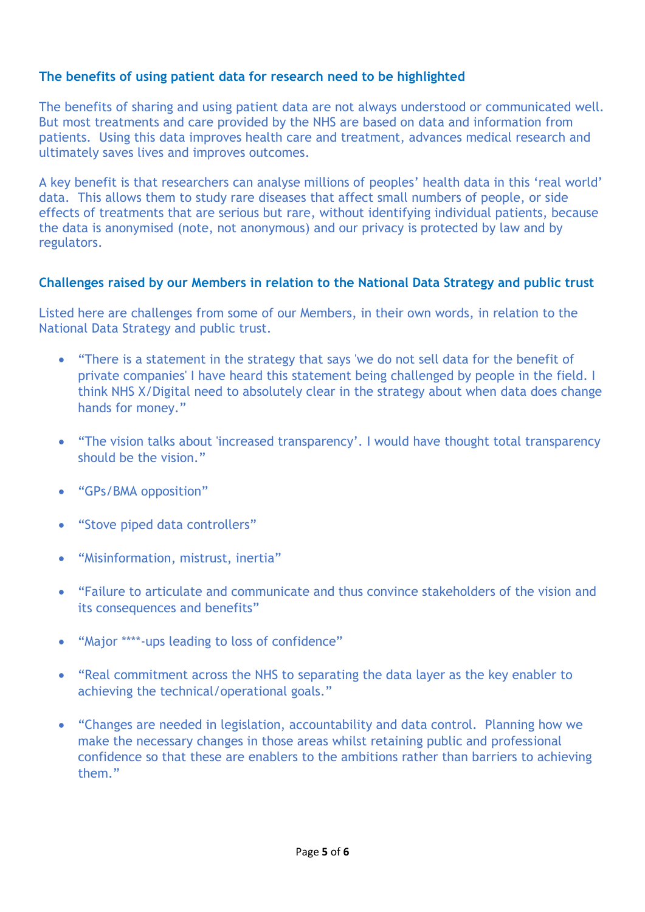### The benefits of using patient data for research need to be highlighted

The benefits of sharing and using patient data are not always understood or communicated well. But most treatments and care provided by the NHS are based on data and information from patients. Using this data improves health care and treatment, advances medical research and ultimately saves lives and improves outcomes.

A key benefit is that researchers can analyse millions of peoples' health data in this 'real world' data. This allows them to study rare diseases that affect small numbers of people, or side effects of treatments that are serious but rare, without identifying individual patients, because the data is anonymised (note, not anonymous) and our privacy is protected by law and by regulators.

### Challenges raised by our Members in relation to the National Data Strategy and public trust

Listed here are challenges from some of our Members, in their own words, in relation to the National Data Strategy and public trust.

- "There is a statement in the strategy that says 'we do not sell data for the benefit of private companies' I have heard this statement being challenged by people in the field. I think NHS X/Digital need to absolutely clear in the strategy about when data does change hands for money."

- "The vision talks about 'increased transparency'. I would have thought total transparency should be the vision."

- "GPs/BMA opposition"

- "Stove piped data controllers"

- "Misinformation, mistrust, inertia"

- "Failure to articulate and communicate and thus convince stakeholders of the vision and its consequences and benefits"

- "Major ****-ups leading to loss of confidence"

- "Real commitment across the NHS to separating the data layer as the key enabler to achieving the technical/operational goals."

- "Changes are needed in legislation, accountability and data control. Planning how we make the necessary changes in those areas whilst retaining public and professional confidence so that these are enablers to the ambitions rather than barriers to achieving them."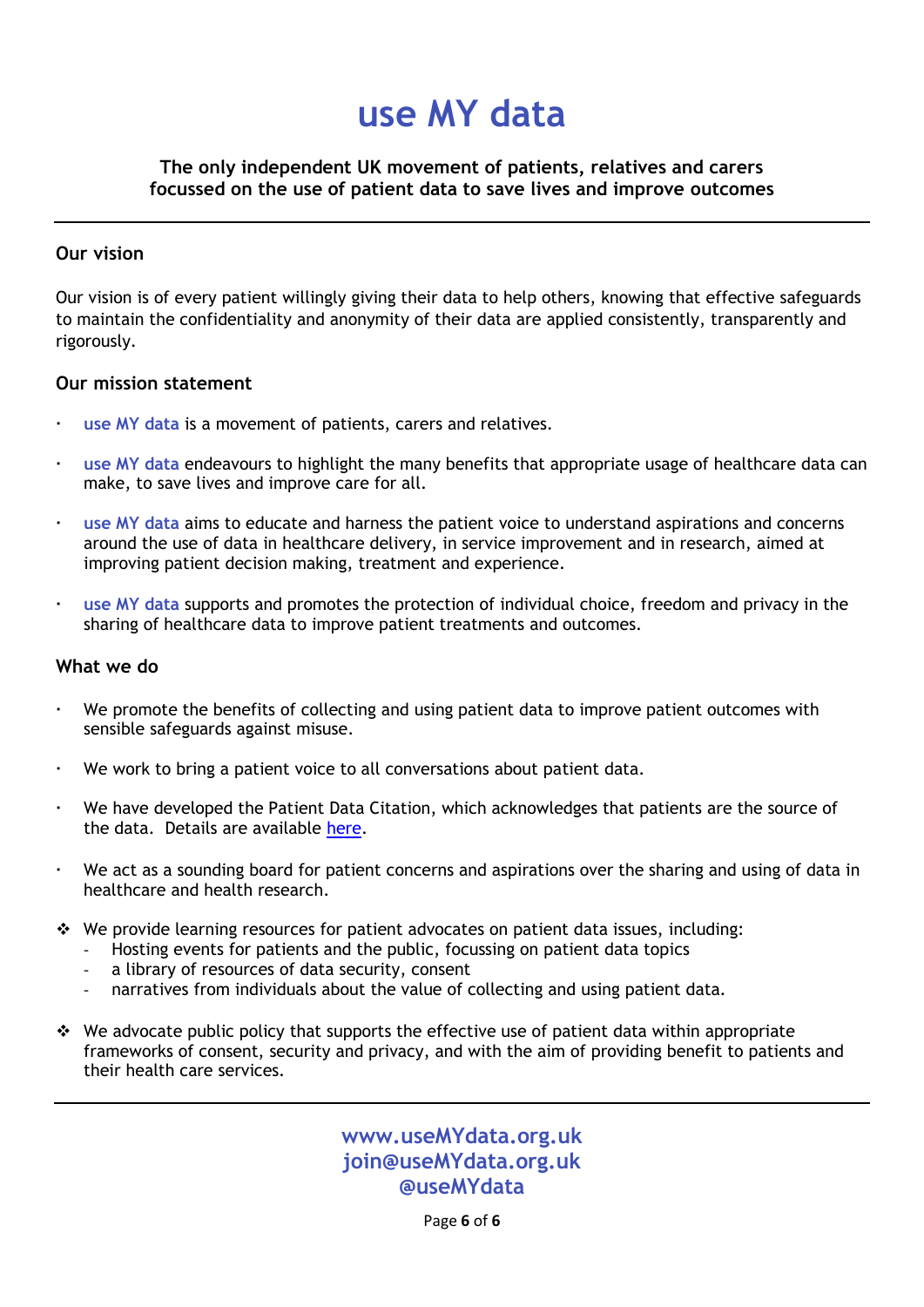# use MY data

**The only independent UK movement of patients, relatives and carers focussed on the use of patient data to save lives and improve outcomes**

---

### Our vision

Our vision is of every patient willingly giving their data to help others, knowing that effective safeguards to maintain the confidentiality and anonymity of their data are applied consistently, transparently and rigorously.

### Our mission statement

- **use MY data** is a movement of patients, carers and relatives.
- **use MY data** endeavours to highlight the many benefits that appropriate usage of healthcare data can make, to save lives and improve care for all.
- **use MY data** aims to educate and harness the patient voice to understand aspirations and concerns around the use of data in healthcare delivery, in service improvement and in research, aimed at improving patient decision making, treatment and experience.
- **use MY data** supports and promotes the protection of individual choice, freedom and privacy in the sharing of healthcare data to improve patient treatments and outcomes.

### What we do

- We promote the benefits of collecting and using patient data to improve patient outcomes with sensible safeguards against misuse.
- We work to bring a patient voice to all conversations about patient data.
- We have developed the Patient Data Citation, which acknowledges that patients are the source of the data. Details are available here.
- We act as a sounding board for patient concerns and aspirations over the sharing and using of data in healthcare and health research.
- We provide learning resources for patient advocates on patient data issues, including:
  - Hosting events for patients and the public, focussing on patient data topics
  - a library of resources of data security, consent
  - narratives from individuals about the value of collecting and using patient data.
- We advocate public policy that supports the effective use of patient data within appropriate frameworks of consent, security and privacy, and with the aim of providing benefit to patients and their health care services.

---

**www.useMYdata.org.uk**
**join@useMYdata.org.uk**
**@useMYdata**